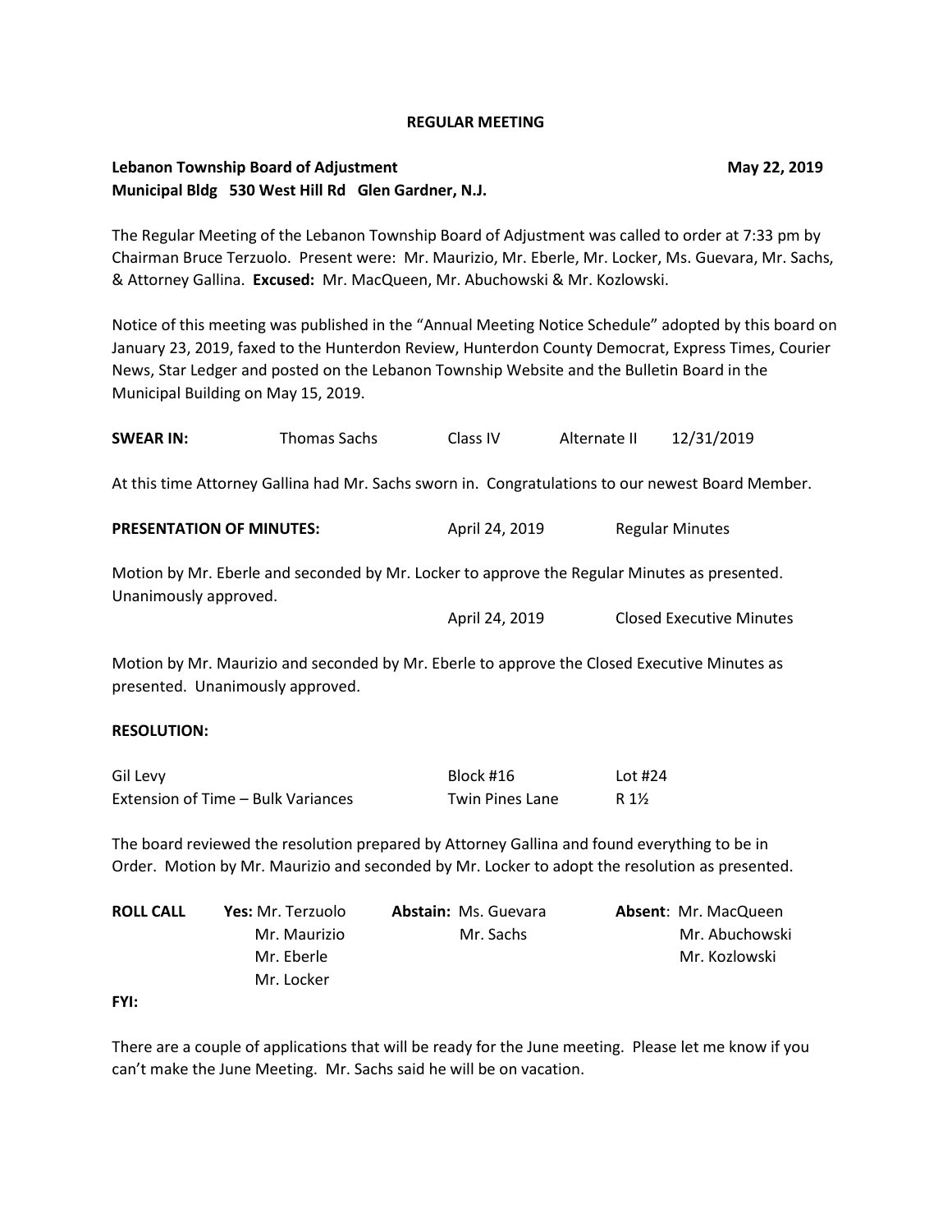**REGULAR MEETING**

**Lebanon Township Board of Adjustment** **May 22, 2019**
**Municipal Bldg 530 West Hill Rd Glen Gardner, N.J.**

The Regular Meeting of the Lebanon Township Board of Adjustment was called to order at 7:33 pm by Chairman Bruce Terzuolo. Present were: Mr. Maurizio, Mr. Eberle, Mr. Locker, Ms. Guevara, Mr. Sachs, & Attorney Gallina. **Excused:** Mr. MacQueen, Mr. Abuchowski & Mr. Kozlowski.

Notice of this meeting was published in the "Annual Meeting Notice Schedule" adopted by this board on January 23, 2019, faxed to the Hunterdon Review, Hunterdon County Democrat, Express Times, Courier News, Star Ledger and posted on the Lebanon Township Website and the Bulletin Board in the Municipal Building on May 15, 2019.

**SWEAR IN:** Thomas Sachs Class IV Alternate II 12/31/2019

At this time Attorney Gallina had Mr. Sachs sworn in. Congratulations to our newest Board Member.

**PRESENTATION OF MINUTES:** April 24, 2019 Regular Minutes

Motion by Mr. Eberle and seconded by Mr. Locker to approve the Regular Minutes as presented. Unanimously approved.

April 24, 2019 Closed Executive Minutes

Motion by Mr. Maurizio and seconded by Mr. Eberle to approve the Closed Executive Minutes as presented. Unanimously approved.

**RESOLUTION:**

| | | |
|---|---|---|
| Gil Levy | Block #16 | Lot #24 |
| Extension of Time – Bulk Variances | Twin Pines Lane | R 1½ |

The board reviewed the resolution prepared by Attorney Gallina and found everything to be in Order. Motion by Mr. Maurizio and seconded by Mr. Locker to adopt the resolution as presented.

| **ROLL CALL** | **Yes:** | **Abstain:** | **Absent**: |
|---|---|---|---|
| | Mr. Terzuolo | Ms. Guevara | Mr. MacQueen |
| | Mr. Maurizio | Mr. Sachs | Mr. Abuchowski |
| | Mr. Eberle | | Mr. Kozlowski |
| | Mr. Locker | | |

**FYI:**

There are a couple of applications that will be ready for the June meeting. Please let me know if you can't make the June Meeting. Mr. Sachs said he will be on vacation.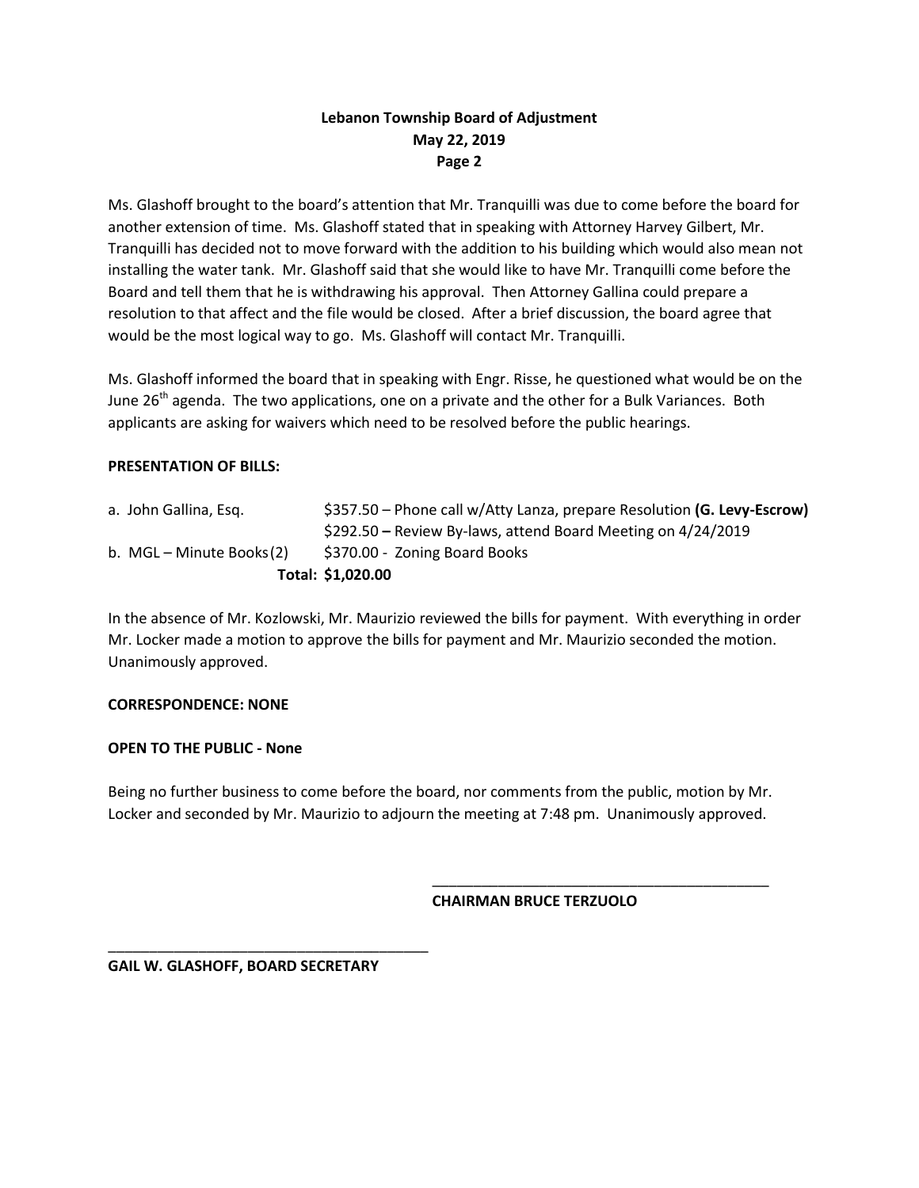Ms. Glashoff brought to the board's attention that Mr. Tranquilli was due to come before the board for another extension of time. Ms. Glashoff stated that in speaking with Attorney Harvey Gilbert, Mr. Tranquilli has decided not to move forward with the addition to his building which would also mean not installing the water tank. Mr. Glashoff said that she would like to have Mr. Tranquilli come before the Board and tell them that he is withdrawing his approval. Then Attorney Gallina could prepare a resolution to that affect and the file would be closed. After a brief discussion, the board agree that would be the most logical way to go. Ms. Glashoff will contact Mr. Tranquilli.

Ms. Glashoff informed the board that in speaking with Engr. Risse, he questioned what would be on the June 26th agenda. The two applications, one on a private and the other for a Bulk Variances. Both applicants are asking for waivers which need to be resolved before the public hearings.

**PRESENTATION OF BILLS:**

| | |
|---|---|
| a. John Gallina, Esq. | $357.50 – Phone call w/Atty Lanza, prepare Resolution **(G. Levy-Escrow)** |
| | $292.50 **–** Review By-laws, attend Board Meeting on 4/24/2019 |
| b. MGL – Minute Books(2) | $370.00 - Zoning Board Books |
| | **Total: $1,020.00** |

In the absence of Mr. Kozlowski, Mr. Maurizio reviewed the bills for payment. With everything in order Mr. Locker made a motion to approve the bills for payment and Mr. Maurizio seconded the motion. Unanimously approved.

**CORRESPONDENCE: NONE**

**OPEN TO THE PUBLIC - None**

Being no further business to come before the board, nor comments from the public, motion by Mr. Locker and seconded by Mr. Maurizio to adjourn the meeting at 7:48 pm. Unanimously approved.

\_\_\_\_\_\_\_\_\_\_\_\_\_\_\_\_\_\_\_\_\_\_\_\_\_\_\_\_\_\_\_\_\_\_\_\_\_\_\_\_

**CHAIRMAN BRUCE TERZUOLO**

\_\_\_\_\_\_\_\_\_\_\_\_\_\_\_\_\_\_\_\_\_\_\_\_\_\_\_\_\_\_\_\_\_\_\_\_\_\_\_\_

**GAIL W. GLASHOFF, BOARD SECRETARY**